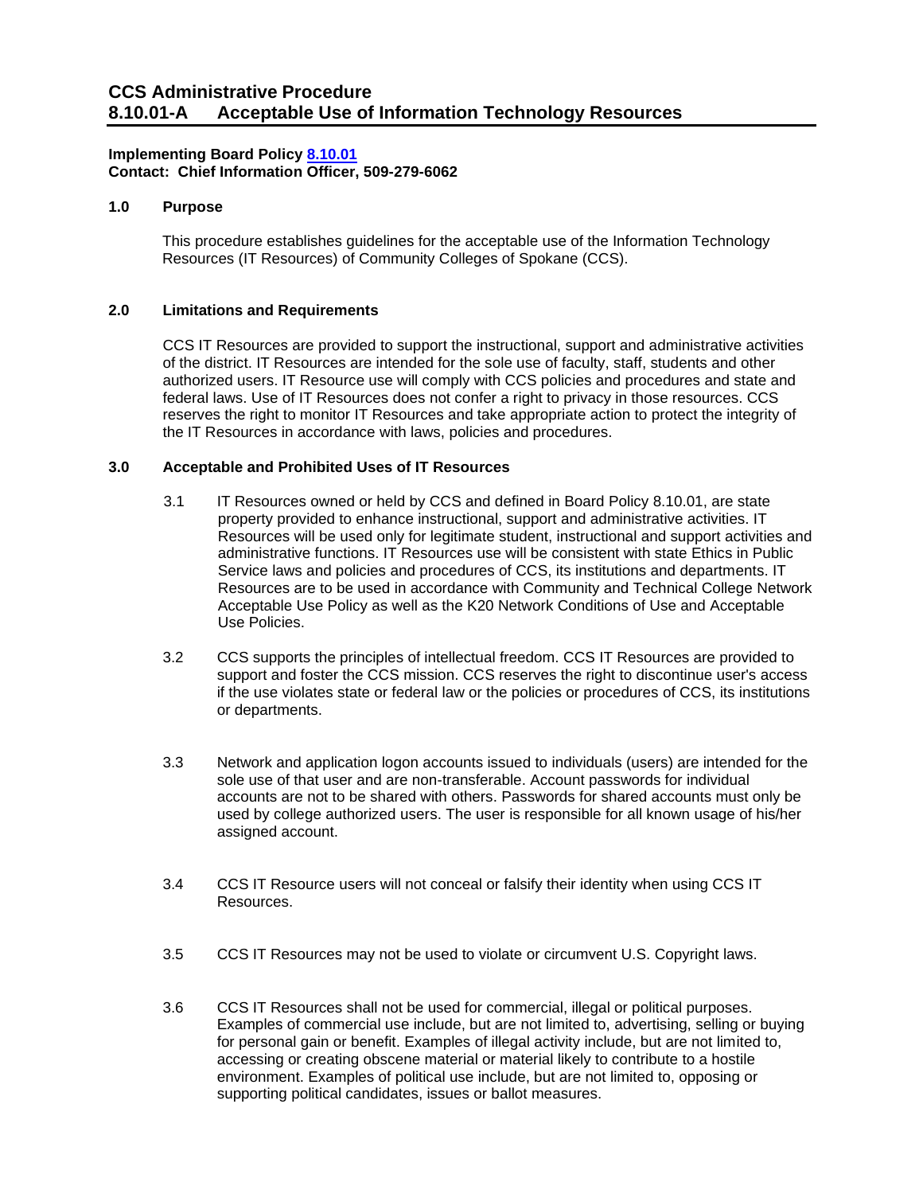# CCS Administrative Procedure
# 8.10.01-A Acceptable Use of Information Technology Resources

**Implementing Board Policy [8.10.01]**
**Contact: Chief Information Officer, 509-279-6062**

## 1.0 Purpose

This procedure establishes guidelines for the acceptable use of the Information Technology Resources (IT Resources) of Community Colleges of Spokane (CCS).

## 2.0 Limitations and Requirements

CCS IT Resources are provided to support the instructional, support and administrative activities of the district. IT Resources are intended for the sole use of faculty, staff, students and other authorized users. IT Resource use will comply with CCS policies and procedures and state and federal laws. Use of IT Resources does not confer a right to privacy in those resources. CCS reserves the right to monitor IT Resources and take appropriate action to protect the integrity of the IT Resources in accordance with laws, policies and procedures.

## 3.0 Acceptable and Prohibited Uses of IT Resources

3.1 IT Resources owned or held by CCS and defined in Board Policy 8.10.01, are state property provided to enhance instructional, support and administrative activities. IT Resources will be used only for legitimate student, instructional and support activities and administrative functions. IT Resources use will be consistent with state Ethics in Public Service laws and policies and procedures of CCS, its institutions and departments. IT Resources are to be used in accordance with Community and Technical College Network Acceptable Use Policy as well as the K20 Network Conditions of Use and Acceptable Use Policies.

3.2 CCS supports the principles of intellectual freedom. CCS IT Resources are provided to support and foster the CCS mission. CCS reserves the right to discontinue user's access if the use violates state or federal law or the policies or procedures of CCS, its institutions or departments.

3.3 Network and application logon accounts issued to individuals (users) are intended for the sole use of that user and are non-transferable. Account passwords for individual accounts are not to be shared with others. Passwords for shared accounts must only be used by college authorized users. The user is responsible for all known usage of his/her assigned account.

3.4 CCS IT Resource users will not conceal or falsify their identity when using CCS IT Resources.

3.5 CCS IT Resources may not be used to violate or circumvent U.S. Copyright laws.

3.6 CCS IT Resources shall not be used for commercial, illegal or political purposes. Examples of commercial use include, but are not limited to, advertising, selling or buying for personal gain or benefit. Examples of illegal activity include, but are not limited to, accessing or creating obscene material or material likely to contribute to a hostile environment. Examples of political use include, but are not limited to, opposing or supporting political candidates, issues or ballot measures.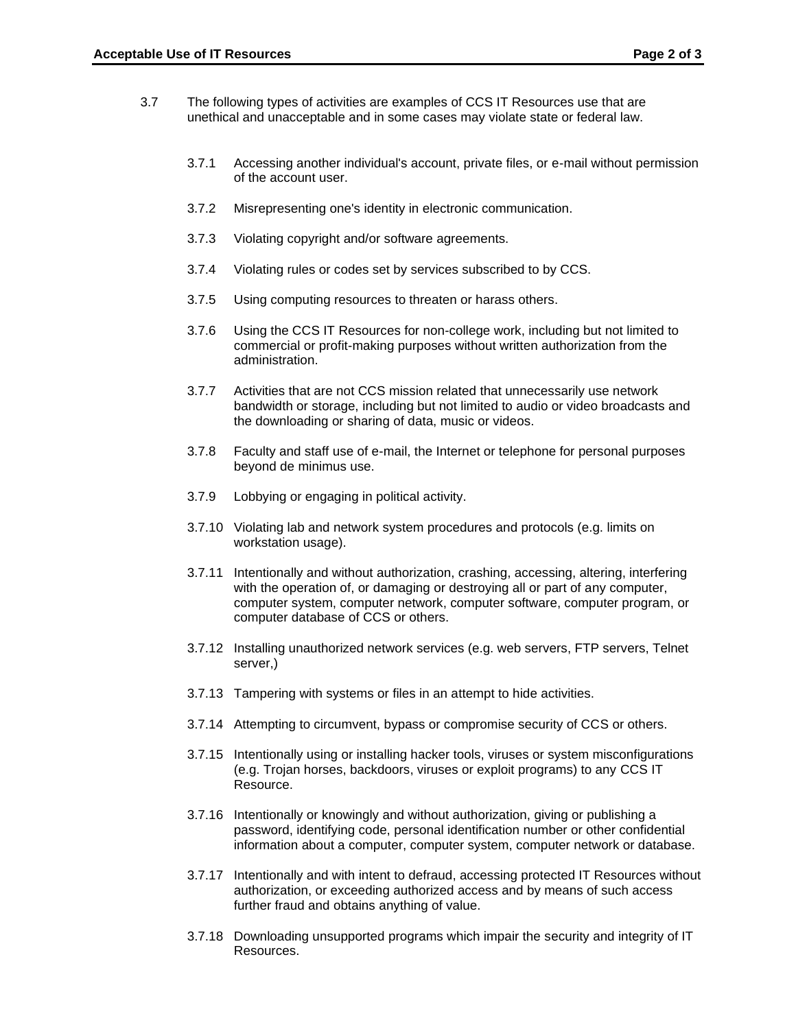3.7 The following types of activities are examples of CCS IT Resources use that are unethical and unacceptable and in some cases may violate state or federal law.

- 3.7.1 Accessing another individual's account, private files, or e-mail without permission of the account user.
- 3.7.2 Misrepresenting one's identity in electronic communication.
- 3.7.3 Violating copyright and/or software agreements.
- 3.7.4 Violating rules or codes set by services subscribed to by CCS.
- 3.7.5 Using computing resources to threaten or harass others.
- 3.7.6 Using the CCS IT Resources for non-college work, including but not limited to commercial or profit-making purposes without written authorization from the administration.
- 3.7.7 Activities that are not CCS mission related that unnecessarily use network bandwidth or storage, including but not limited to audio or video broadcasts and the downloading or sharing of data, music or videos.
- 3.7.8 Faculty and staff use of e-mail, the Internet or telephone for personal purposes beyond de minimus use.
- 3.7.9 Lobbying or engaging in political activity.
- 3.7.10 Violating lab and network system procedures and protocols (e.g. limits on workstation usage).
- 3.7.11 Intentionally and without authorization, crashing, accessing, altering, interfering with the operation of, or damaging or destroying all or part of any computer, computer system, computer network, computer software, computer program, or computer database of CCS or others.
- 3.7.12 Installing unauthorized network services (e.g. web servers, FTP servers, Telnet server,)
- 3.7.13 Tampering with systems or files in an attempt to hide activities.
- 3.7.14 Attempting to circumvent, bypass or compromise security of CCS or others.
- 3.7.15 Intentionally using or installing hacker tools, viruses or system misconfigurations (e.g. Trojan horses, backdoors, viruses or exploit programs) to any CCS IT Resource.
- 3.7.16 Intentionally or knowingly and without authorization, giving or publishing a password, identifying code, personal identification number or other confidential information about a computer, computer system, computer network or database.
- 3.7.17 Intentionally and with intent to defraud, accessing protected IT Resources without authorization, or exceeding authorized access and by means of such access further fraud and obtains anything of value.
- 3.7.18 Downloading unsupported programs which impair the security and integrity of IT Resources.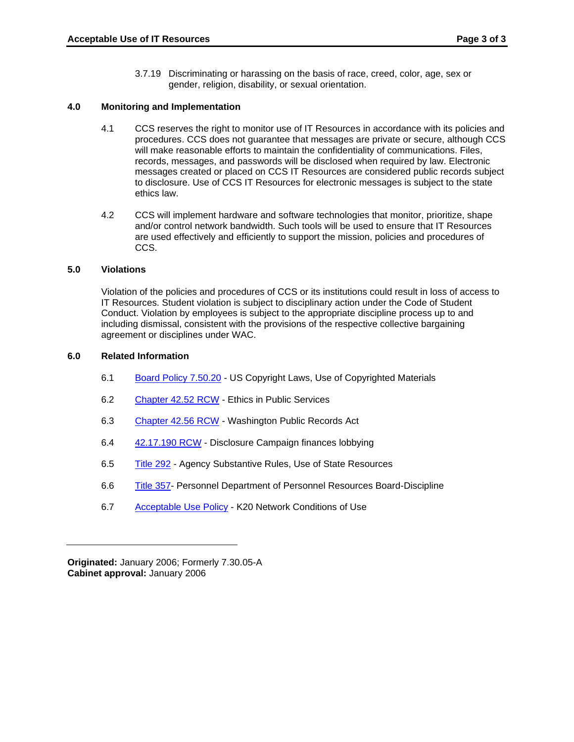3.7.19 Discriminating or harassing on the basis of race, creed, color, age, sex or gender, religion, disability, or sexual orientation.

## 4.0 Monitoring and Implementation

4.1 CCS reserves the right to monitor use of IT Resources in accordance with its policies and procedures. CCS does not guarantee that messages are private or secure, although CCS will make reasonable efforts to maintain the confidentiality of communications. Files, records, messages, and passwords will be disclosed when required by law. Electronic messages created or placed on CCS IT Resources are considered public records subject to disclosure. Use of CCS IT Resources for electronic messages is subject to the state ethics law.

4.2 CCS will implement hardware and software technologies that monitor, prioritize, shape and/or control network bandwidth. Such tools will be used to ensure that IT Resources are used effectively and efficiently to support the mission, policies and procedures of CCS.

## 5.0 Violations

Violation of the policies and procedures of CCS or its institutions could result in loss of access to IT Resources. Student violation is subject to disciplinary action under the Code of Student Conduct. Violation by employees is subject to the appropriate discipline process up to and including dismissal, consistent with the provisions of the respective collective bargaining agreement or disciplines under WAC.

## 6.0 Related Information

6.1 Board Policy 7.50.20 - US Copyright Laws, Use of Copyrighted Materials

6.2 Chapter 42.52 RCW - Ethics in Public Services

6.3 Chapter 42.56 RCW - Washington Public Records Act

6.4 42.17.190 RCW - Disclosure Campaign finances lobbying

6.5 Title 292 - Agency Substantive Rules, Use of State Resources

6.6 Title 357- Personnel Department of Personnel Resources Board-Discipline

6.7 Acceptable Use Policy - K20 Network Conditions of Use

---

**Originated:** January 2006; Formerly 7.30.05-A
**Cabinet approval:** January 2006